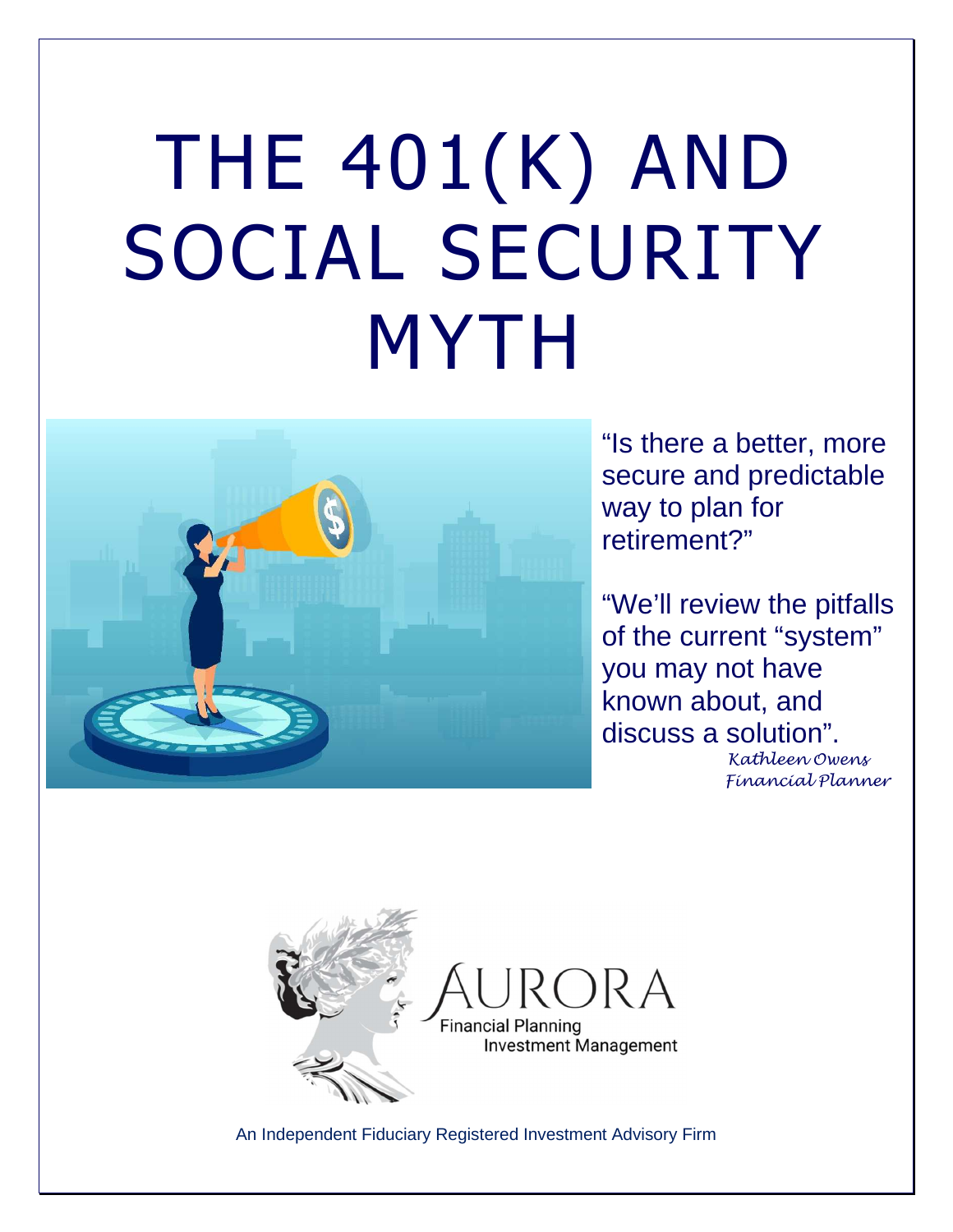# THE 401(K) AND SOCIAL SECURITY MYTH

"Is there a better, more secure and predictable way to plan for retirement?"

"We'll review the pitfalls of the current "system" you may not have known about, and discuss a solution".

*Kathleen Owens*
*Financial Planner*

AURORA
Financial Planning
Investment Management

An Independent Fiduciary Registered Investment Advisory Firm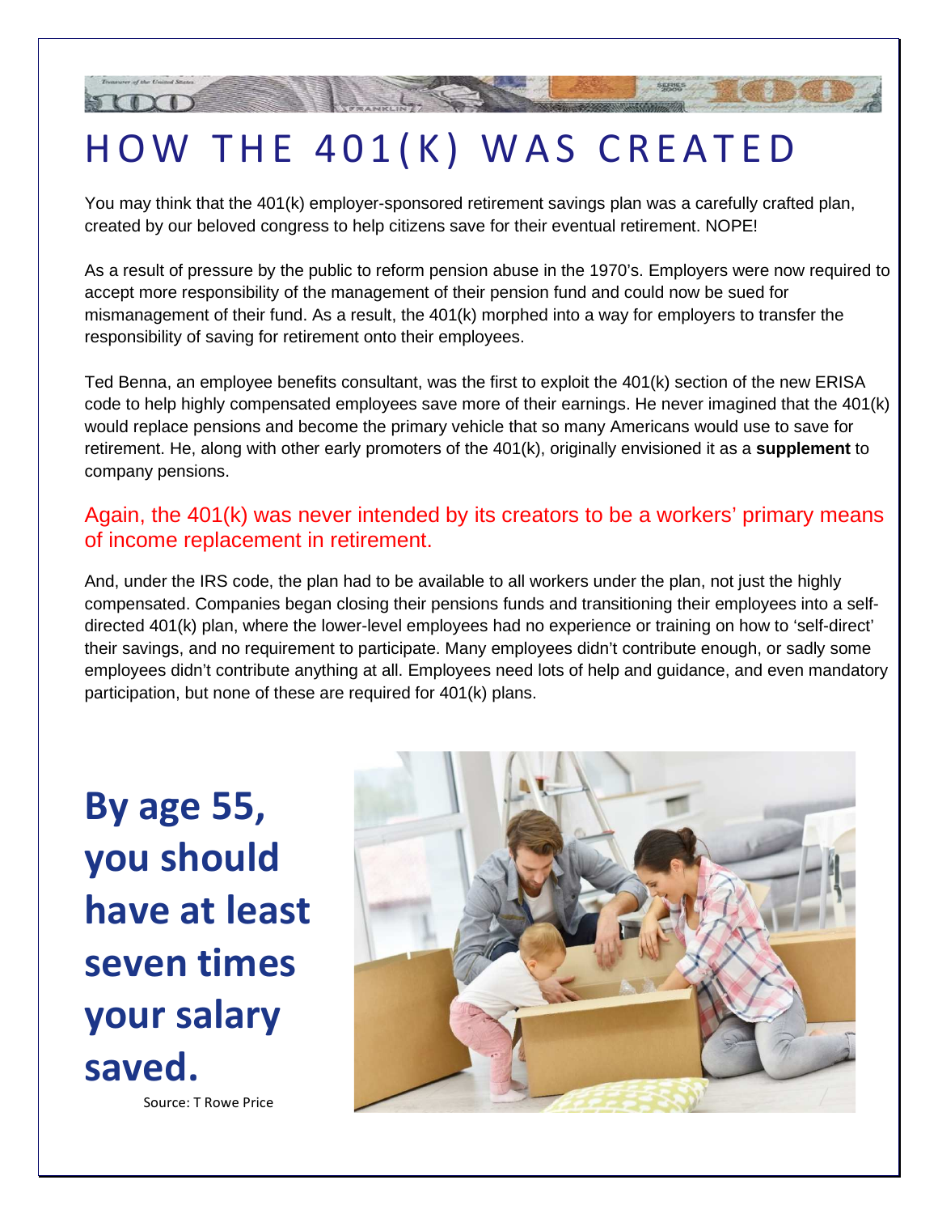# HOW THE 401(K) WAS CREATED

You may think that the 401(k) employer-sponsored retirement savings plan was a carefully crafted plan, created by our beloved congress to help citizens save for their eventual retirement. NOPE!

As a result of pressure by the public to reform pension abuse in the 1970's. Employers were now required to accept more responsibility of the management of their pension fund and could now be sued for mismanagement of their fund. As a result, the 401(k) morphed into a way for employers to transfer the responsibility of saving for retirement onto their employees.

Ted Benna, an employee benefits consultant, was the first to exploit the 401(k) section of the new ERISA code to help highly compensated employees save more of their earnings. He never imagined that the 401(k) would replace pensions and become the primary vehicle that so many Americans would use to save for retirement. He, along with other early promoters of the 401(k), originally envisioned it as a **supplement** to company pensions.

Again, the 401(k) was never intended by its creators to be a workers' primary means of income replacement in retirement.

And, under the IRS code, the plan had to be available to all workers under the plan, not just the highly compensated. Companies began closing their pensions funds and transitioning their employees into a self-directed 401(k) plan, where the lower-level employees had no experience or training on how to 'self-direct' their savings, and no requirement to participate. Many employees didn't contribute enough, or sadly some employees didn't contribute anything at all. Employees need lots of help and guidance, and even mandatory participation, but none of these are required for 401(k) plans.

**By age 55, you should have at least seven times your salary saved.**

Source: T Rowe Price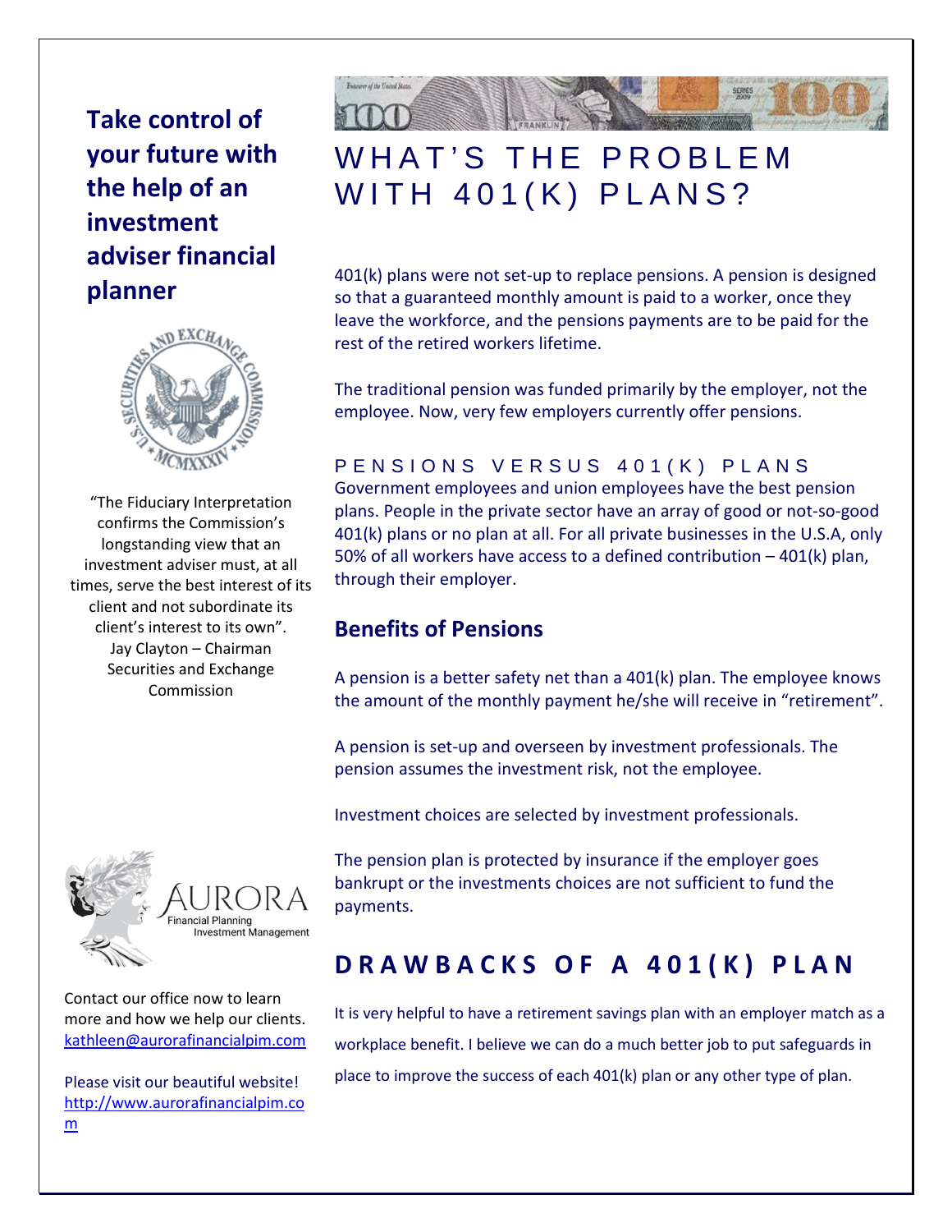**Take control of your future with the help of an investment adviser financial planner**

"The Fiduciary Interpretation confirms the Commission's longstanding view that an investment adviser must, at all times, serve the best interest of its client and not subordinate its client's interest to its own". Jay Clayton – Chairman Securities and Exchange Commission

AURORA
Financial Planning
Investment Management

Contact our office now to learn more and how we help our clients. kathleen@aurorafinancialpim.com

Please visit our beautiful website! http://www.aurorafinancialpim.com

# WHAT'S THE PROBLEM WITH 401(K) PLANS?

401(k) plans were not set-up to replace pensions. A pension is designed so that a guaranteed monthly amount is paid to a worker, once they leave the workforce, and the pensions payments are to be paid for the rest of the retired workers lifetime.

The traditional pension was funded primarily by the employer, not the employee. Now, very few employers currently offer pensions.

## PENSIONS VERSUS 401(K) PLANS

Government employees and union employees have the best pension plans. People in the private sector have an array of good or not-so-good 401(k) plans or no plan at all. For all private businesses in the U.S.A, only 50% of all workers have access to a defined contribution – 401(k) plan, through their employer.

### Benefits of Pensions

A pension is a better safety net than a 401(k) plan. The employee knows the amount of the monthly payment he/she will receive in "retirement".

A pension is set-up and overseen by investment professionals. The pension assumes the investment risk, not the employee.

Investment choices are selected by investment professionals.

The pension plan is protected by insurance if the employer goes bankrupt or the investments choices are not sufficient to fund the payments.

## DRAWBACKS OF A 401(K) PLAN

It is very helpful to have a retirement savings plan with an employer match as a workplace benefit. I believe we can do a much better job to put safeguards in place to improve the success of each 401(k) plan or any other type of plan.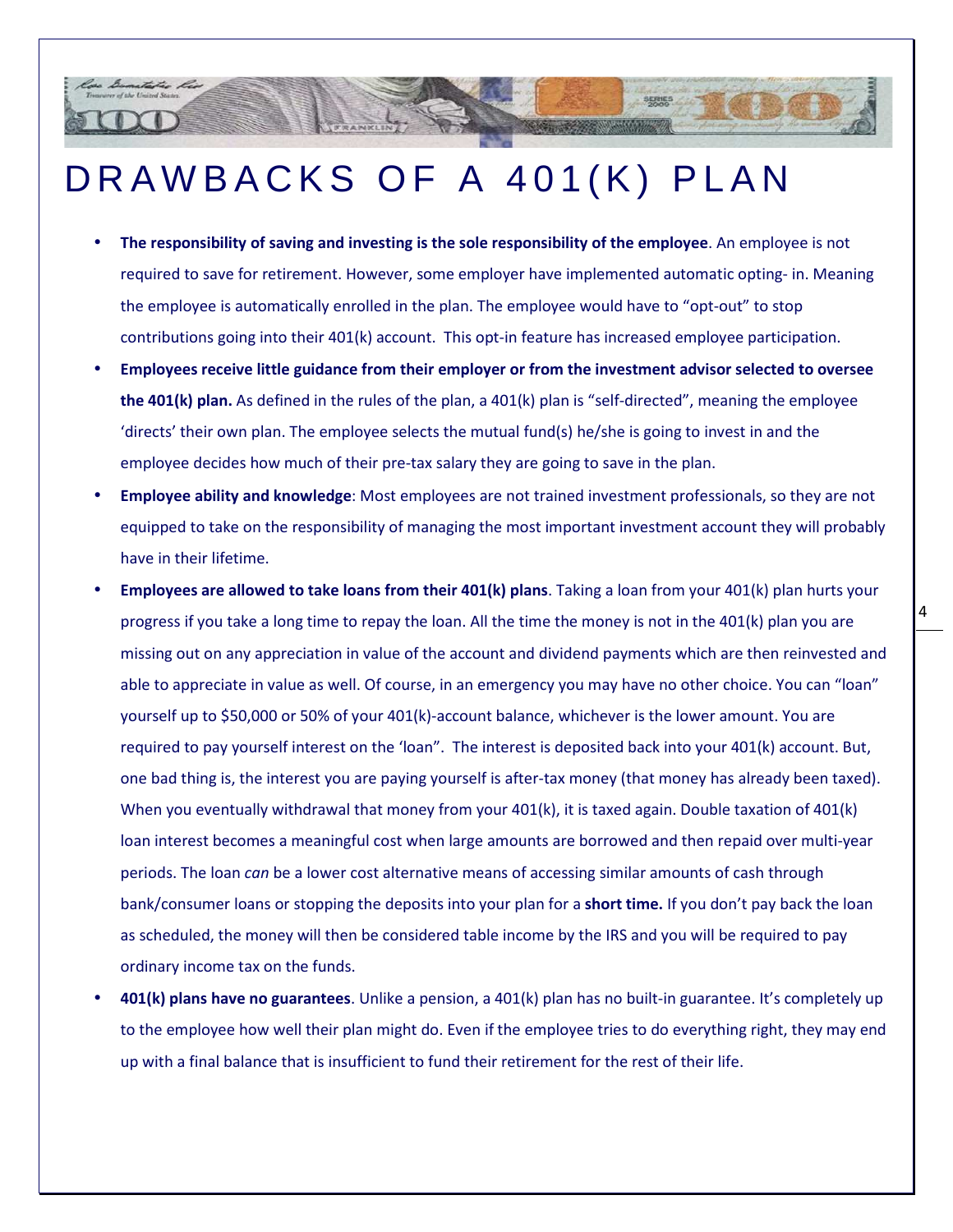# DRAWBACKS OF A 401(K) PLAN

- **The responsibility of saving and investing is the sole responsibility of the employee**. An employee is not required to save for retirement. However, some employer have implemented automatic opting- in. Meaning the employee is automatically enrolled in the plan. The employee would have to "opt-out" to stop contributions going into their 401(k) account. This opt-in feature has increased employee participation.
- **Employees receive little guidance from their employer or from the investment advisor selected to oversee the 401(k) plan.** As defined in the rules of the plan, a 401(k) plan is "self-directed", meaning the employee 'directs' their own plan. The employee selects the mutual fund(s) he/she is going to invest in and the employee decides how much of their pre-tax salary they are going to save in the plan.
- **Employee ability and knowledge**: Most employees are not trained investment professionals, so they are not equipped to take on the responsibility of managing the most important investment account they will probably have in their lifetime.
- **Employees are allowed to take loans from their 401(k) plans**. Taking a loan from your 401(k) plan hurts your progress if you take a long time to repay the loan. All the time the money is not in the 401(k) plan you are missing out on any appreciation in value of the account and dividend payments which are then reinvested and able to appreciate in value as well. Of course, in an emergency you may have no other choice. You can "loan" yourself up to $50,000 or 50% of your 401(k)-account balance, whichever is the lower amount. You are required to pay yourself interest on the 'loan". The interest is deposited back into your 401(k) account. But, one bad thing is, the interest you are paying yourself is after-tax money (that money has already been taxed). When you eventually withdrawal that money from your 401(k), it is taxed again. Double taxation of 401(k) loan interest becomes a meaningful cost when large amounts are borrowed and then repaid over multi-year periods. The loan *can* be a lower cost alternative means of accessing similar amounts of cash through bank/consumer loans or stopping the deposits into your plan for a **short time.** If you don't pay back the loan as scheduled, the money will then be considered table income by the IRS and you will be required to pay ordinary income tax on the funds.
- **401(k) plans have no guarantees**. Unlike a pension, a 401(k) plan has no built-in guarantee. It's completely up to the employee how well their plan might do. Even if the employee tries to do everything right, they may end up with a final balance that is insufficient to fund their retirement for the rest of their life.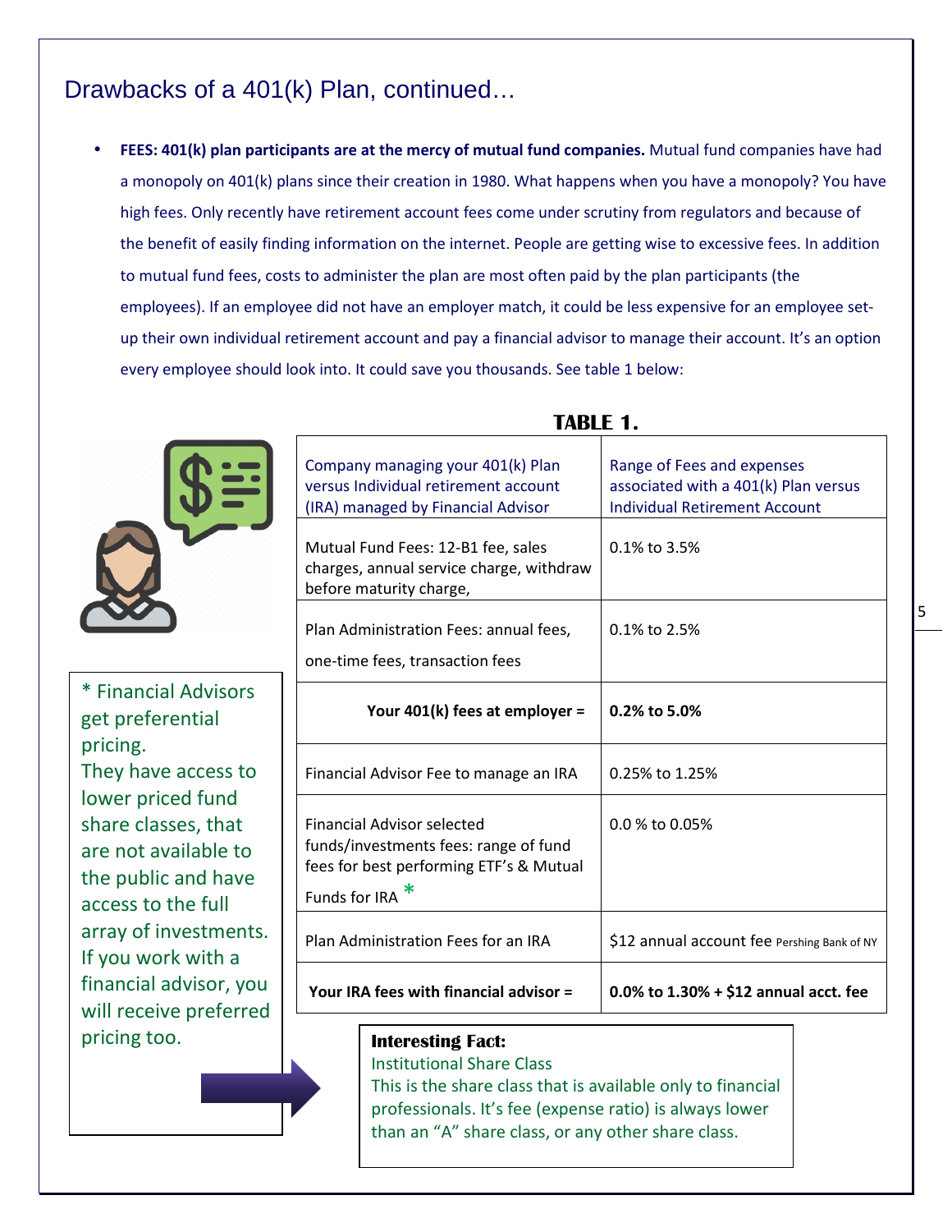# Drawbacks of a 401(k) Plan, continued…

- **FEES: 401(k) plan participants are at the mercy of mutual fund companies.** Mutual fund companies have had a monopoly on 401(k) plans since their creation in 1980. What happens when you have a monopoly? You have high fees. Only recently have retirement account fees come under scrutiny from regulators and because of the benefit of easily finding information on the internet. People are getting wise to excessive fees. In addition to mutual fund fees, costs to administer the plan are most often paid by the plan participants (the employees). If an employee did not have an employer match, it could be less expensive for an employee set-up their own individual retirement account and pay a financial advisor to manage their account. It's an option every employee should look into. It could save you thousands. See table 1 below:

**TABLE 1.**

| Company managing your 401(k) Plan versus Individual retirement account (IRA) managed by Financial Advisor | Range of Fees and expenses associated with a 401(k) Plan versus Individual Retirement Account |
|---|---|
| Mutual Fund Fees: 12-B1 fee, sales charges, annual service charge, withdraw before maturity charge, | 0.1% to 3.5% |
| Plan Administration Fees: annual fees, one-time fees, transaction fees | 0.1% to 2.5% |
| **Your 401(k) fees at employer =** | **0.2% to 5.0%** |
| Financial Advisor Fee to manage an IRA | 0.25% to 1.25% |
| Financial Advisor selected funds/investments fees: range of fund fees for best performing ETF's & Mutual Funds for IRA * | 0.0 % to 0.05% |
| Plan Administration Fees for an IRA | $12 annual account fee Pershing Bank of NY |
| **Your IRA fees with financial advisor =** | **0.0% to 1.30% + $12 annual acct. fee** |

\* Financial Advisors get preferential pricing. They have access to lower priced fund share classes, that are not available to the public and have access to the full array of investments. If you work with a financial advisor, you will receive preferred pricing too.

**Interesting Fact:**
Institutional Share Class
This is the share class that is available only to financial professionals. It's fee (expense ratio) is always lower than an "A" share class, or any other share class.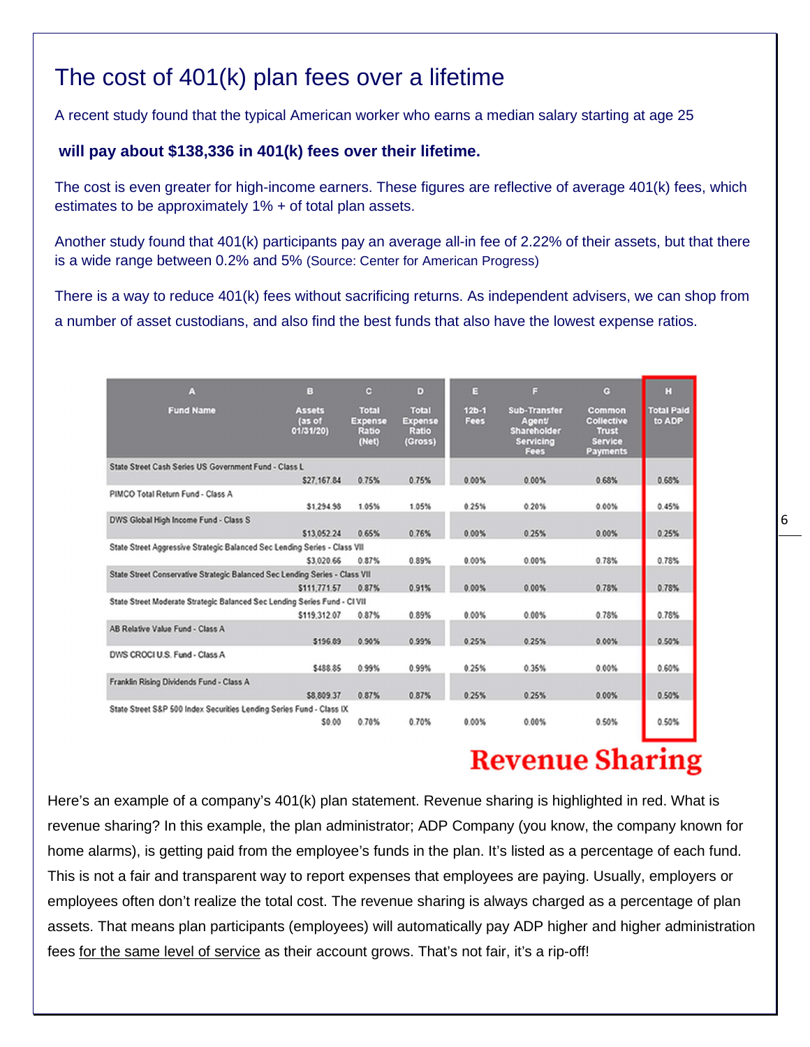# The cost of 401(k) plan fees over a lifetime

A recent study found that the typical American worker who earns a median salary starting at age 25

**will pay about $138,336 in 401(k) fees over their lifetime.**

The cost is even greater for high-income earners. These figures are reflective of average 401(k) fees, which estimates to be approximately 1% + of total plan assets.

Another study found that 401(k) participants pay an average all-in fee of 2.22% of their assets, but that there is a wide range between 0.2% and 5% (Source: Center for American Progress)

There is a way to reduce 401(k) fees without sacrificing returns. As independent advisers, we can shop from a number of asset custodians, and also find the best funds that also have the lowest expense ratios.

| A | B | C | D | E | F | G | H |
|---|---|---|---|---|---|---|---|
| Fund Name | Assets (as of 01/31/20) | Total Expense Ratio (Net) | Total Expense Ratio (Gross) | 12b-1 Fees | Sub-Transfer Agent/ Shareholder Servicing Fees | Common Collective Trust Service Payments | Total Paid to ADP |
| State Street Cash Series US Government Fund - Class L | $27,167.84 | 0.75% | 0.75% | 0.00% | 0.00% | 0.68% | 0.68% |
| PIMCO Total Return Fund - Class A | $1,294.98 | 1.05% | 1.05% | 0.25% | 0.20% | 0.00% | 0.45% |
| DWS Global High Income Fund - Class S | $13,052.24 | 0.65% | 0.76% | 0.00% | 0.25% | 0.00% | 0.25% |
| State Street Aggressive Strategic Balanced Sec Lending Series - Class VII | $3,020.66 | 0.87% | 0.89% | 0.00% | 0.00% | 0.78% | 0.78% |
| State Street Conservative Strategic Balanced Sec Lending Series - Class VII | $111,771.57 | 0.87% | 0.91% | 0.00% | 0.00% | 0.78% | 0.78% |
| State Street Moderate Strategic Balanced Sec Lending Series Fund - Cl VII | $119,312.07 | 0.87% | 0.89% | 0.00% | 0.00% | 0.78% | 0.78% |
| AB Relative Value Fund - Class A | $196.89 | 0.90% | 0.99% | 0.25% | 0.25% | 0.00% | 0.50% |
| DWS CROCI U.S. Fund - Class A | $488.85 | 0.99% | 0.99% | 0.25% | 0.35% | 0.00% | 0.60% |
| Franklin Rising Dividends Fund - Class A | $8,809.37 | 0.87% | 0.87% | 0.25% | 0.25% | 0.00% | 0.50% |
| State Street S&P 500 Index Securities Lending Series Fund - Class IX | $0.00 | 0.70% | 0.70% | 0.00% | 0.00% | 0.50% | 0.50% |

**Revenue Sharing**

Here's an example of a company's 401(k) plan statement. Revenue sharing is highlighted in red. What is revenue sharing? In this example, the plan administrator; ADP Company (you know, the company known for home alarms), is getting paid from the employee's funds in the plan. It's listed as a percentage of each fund. This is not a fair and transparent way to report expenses that employees are paying. Usually, employers or employees often don't realize the total cost. The revenue sharing is always charged as a percentage of plan assets. That means plan participants (employees) will automatically pay ADP higher and higher administration fees for the same level of service as their account grows. That's not fair, it's a rip-off!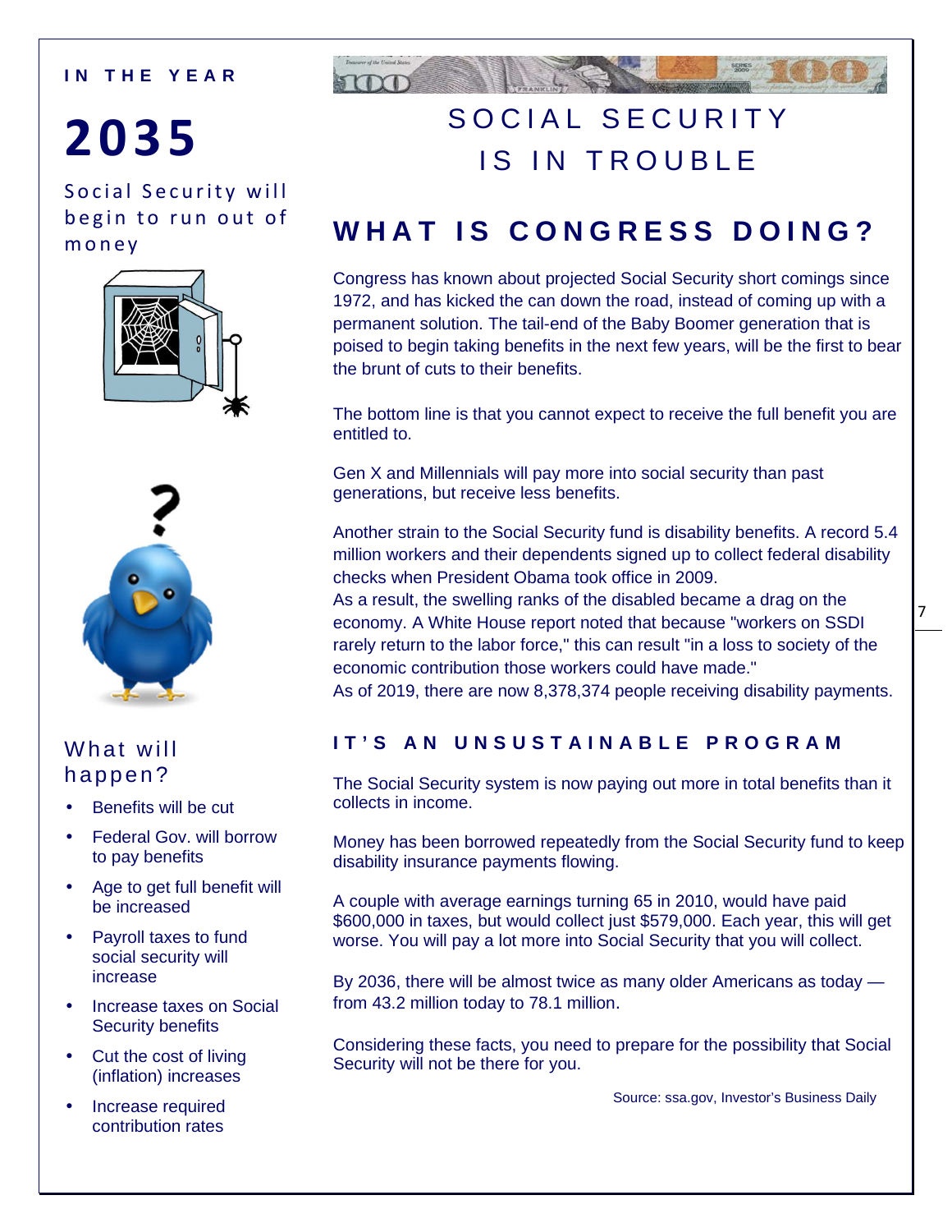IN THE YEAR

# 2035

Social Security will begin to run out of money

# SOCIAL SECURITY IS IN TROUBLE

## WHAT IS CONGRESS DOING?

Congress has known about projected Social Security short comings since 1972, and has kicked the can down the road, instead of coming up with a permanent solution. The tail-end of the Baby Boomer generation that is poised to begin taking benefits in the next few years, will be the first to bear the brunt of cuts to their benefits.

The bottom line is that you cannot expect to receive the full benefit you are entitled to.

Gen X and Millennials will pay more into social security than past generations, but receive less benefits.

Another strain to the Social Security fund is disability benefits. A record 5.4 million workers and their dependents signed up to collect federal disability checks when President Obama took office in 2009.

As a result, the swelling ranks of the disabled became a drag on the economy. A White House report noted that because "workers on SSDI rarely return to the labor force," this can result "in a loss to society of the economic contribution those workers could have made."

As of 2019, there are now 8,378,374 people receiving disability payments.

### IT'S AN UNSUSTAINABLE PROGRAM

The Social Security system is now paying out more in total benefits than it collects in income.

Money has been borrowed repeatedly from the Social Security fund to keep disability insurance payments flowing.

A couple with average earnings turning 65 in 2010, would have paid $600,000 in taxes, but would collect just $579,000. Each year, this will get worse. You will pay a lot more into Social Security that you will collect.

By 2036, there will be almost twice as many older Americans as today — from 43.2 million today to 78.1 million.

Considering these facts, you need to prepare for the possibility that Social Security will not be there for you.

Source: ssa.gov, Investor's Business Daily

### What will happen?

- Benefits will be cut
- Federal Gov. will borrow to pay benefits
- Age to get full benefit will be increased
- Payroll taxes to fund social security will increase
- Increase taxes on Social Security benefits
- Cut the cost of living (inflation) increases
- Increase required contribution rates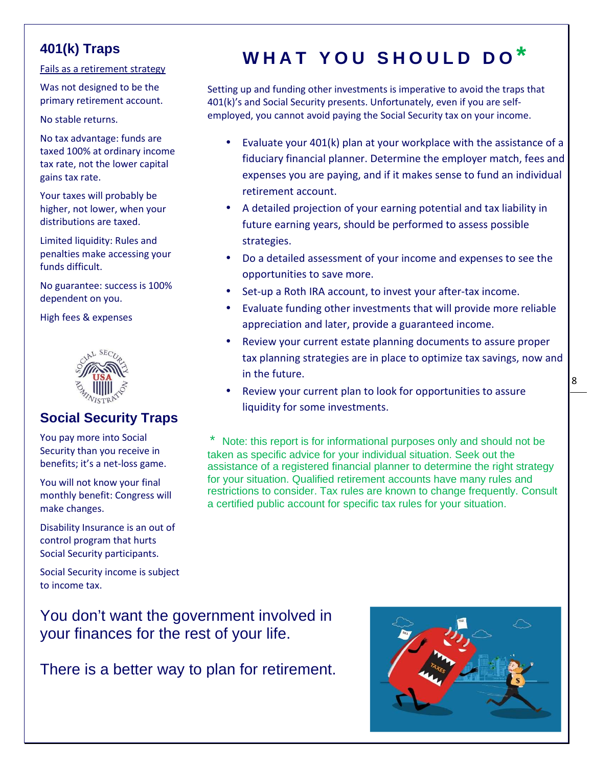## 401(k) Traps

Fails as a retirement strategy

Was not designed to be the primary retirement account.

No stable returns.

No tax advantage: funds are taxed 100% at ordinary income tax rate, not the lower capital gains tax rate.

Your taxes will probably be higher, not lower, when your distributions are taxed.

Limited liquidity: Rules and penalties make accessing your funds difficult.

No guarantee: success is 100% dependent on you.

High fees & expenses

## Social Security Traps

You pay more into Social Security than you receive in benefits; it's a net-loss game.

You will not know your final monthly benefit: Congress will make changes.

Disability Insurance is an out of control program that hurts Social Security participants.

Social Security income is subject to income tax.

# WHAT YOU SHOULD DO*

Setting up and funding other investments is imperative to avoid the traps that 401(k)'s and Social Security presents. Unfortunately, even if you are self-employed, you cannot avoid paying the Social Security tax on your income.

- Evaluate your 401(k) plan at your workplace with the assistance of a fiduciary financial planner. Determine the employer match, fees and expenses you are paying, and if it makes sense to fund an individual retirement account.
- A detailed projection of your earning potential and tax liability in future earning years, should be performed to assess possible strategies.
- Do a detailed assessment of your income and expenses to see the opportunities to save more.
- Set-up a Roth IRA account, to invest your after-tax income.
- Evaluate funding other investments that will provide more reliable appreciation and later, provide a guaranteed income.
- Review your current estate planning documents to assure proper tax planning strategies are in place to optimize tax savings, now and in the future.
- Review your current plan to look for opportunities to assure liquidity for some investments.

\* Note: this report is for informational purposes only and should not be taken as specific advice for your individual situation. Seek out the assistance of a registered financial planner to determine the right strategy for your situation. Qualified retirement accounts have many rules and restrictions to consider. Tax rules are known to change frequently. Consult a certified public account for specific tax rules for your situation.

You don't want the government involved in your finances for the rest of your life.

There is a better way to plan for retirement.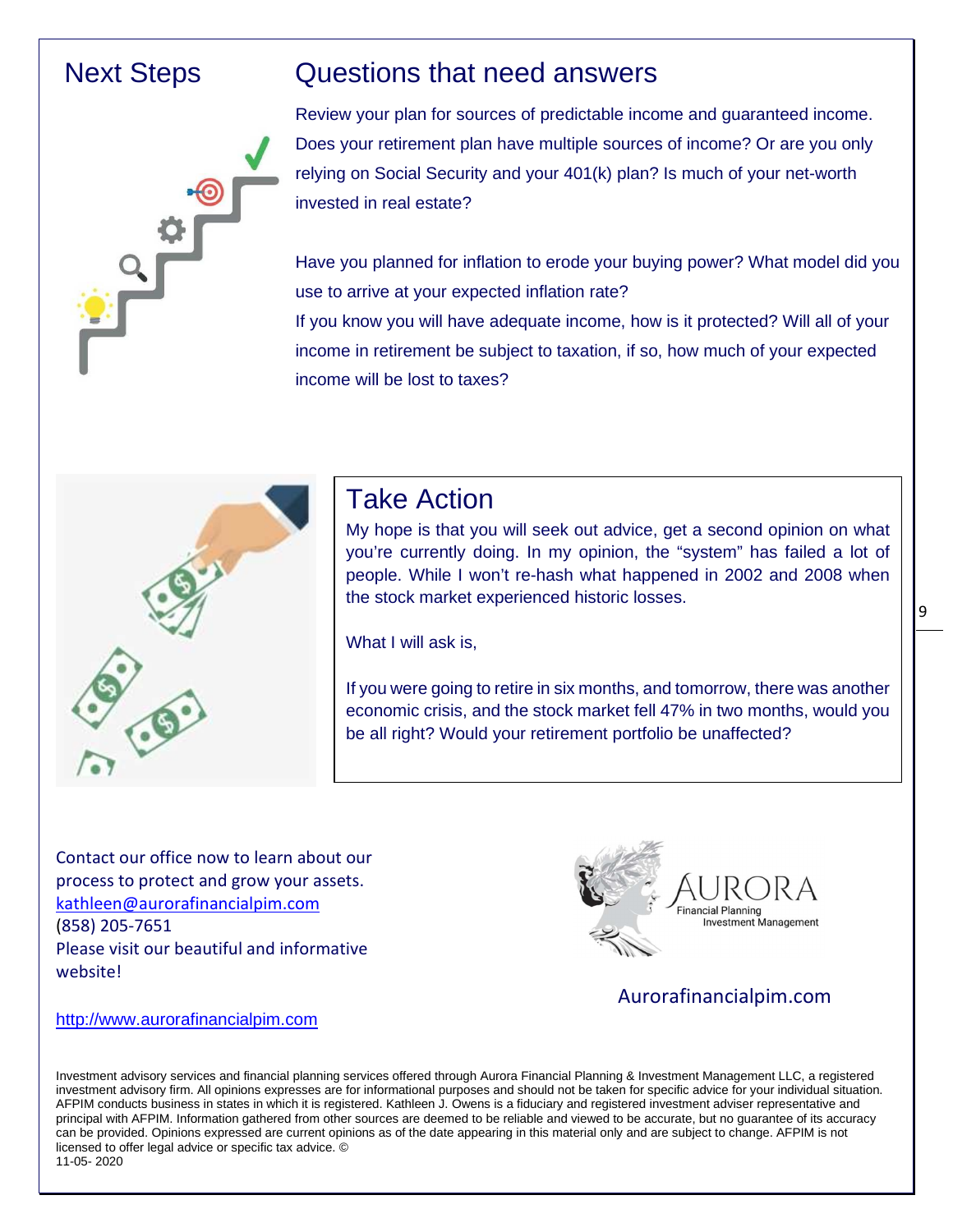## Next Steps

## Questions that need answers

Review your plan for sources of predictable income and guaranteed income. Does your retirement plan have multiple sources of income? Or are you only relying on Social Security and your 401(k) plan? Is much of your net-worth invested in real estate?

Have you planned for inflation to erode your buying power? What model did you use to arrive at your expected inflation rate?
If you know you will have adequate income, how is it protected? Will all of your income in retirement be subject to taxation, if so, how much of your expected income will be lost to taxes?

## Take Action

My hope is that you will seek out advice, get a second opinion on what you're currently doing. In my opinion, the "system" has failed a lot of people. While I won't re-hash what happened in 2002 and 2008 when the stock market experienced historic losses.

What I will ask is,

If you were going to retire in six months, and tomorrow, there was another economic crisis, and the stock market fell 47% in two months, would you be all right? Would your retirement portfolio be unaffected?

Contact our office now to learn about our process to protect and grow your assets.
kathleen@aurorafinancialpim.com
(858) 205-7651
Please visit our beautiful and informative website!

http://www.aurorafinancialpim.com

AURORA
Financial Planning
Investment Management

Aurorafinancialpim.com

Investment advisory services and financial planning services offered through Aurora Financial Planning & Investment Management LLC, a registered investment advisory firm. All opinions expresses are for informational purposes and should not be taken for specific advice for your individual situation. AFPIM conducts business in states in which it is registered. Kathleen J. Owens is a fiduciary and registered investment adviser representative and principal with AFPIM. Information gathered from other sources are deemed to be reliable and viewed to be accurate, but no guarantee of its accuracy can be provided. Opinions expressed are current opinions as of the date appearing in this material only and are subject to change. AFPIM is not licensed to offer legal advice or specific tax advice. ©
11-05- 2020